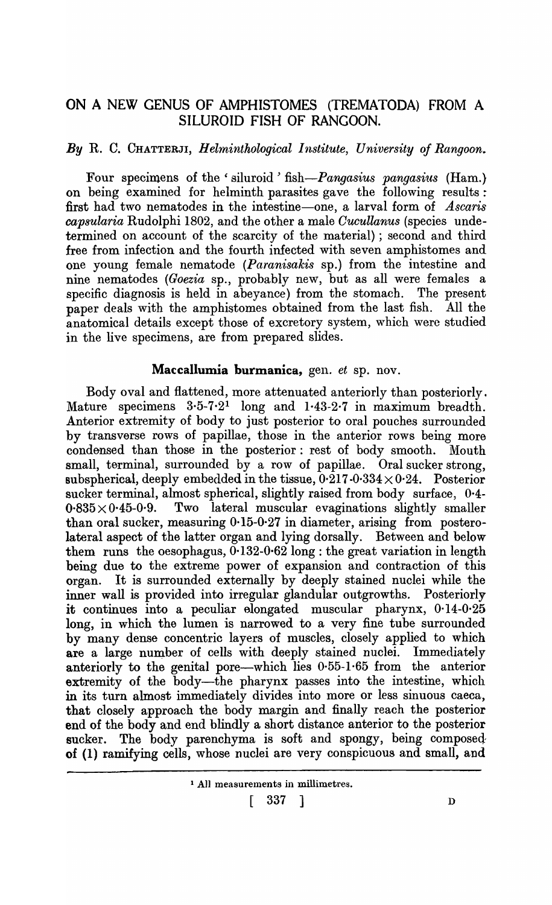# ON A NEW GENUS OF AMPHISTOMES (TREMATODA) FROM A SILUROID FISH OF RANGOON.

*By* R. C. Chatterji, *Helminthological Institute, University of Rangoon.*

Four specimens of the 'siluroid' fish—*Pangasius pangasius* (Ham.) on being examined for helminth parasites gave the following results: first had two nematodes in the intestine—one, a larval form of *Ascaris capsularia* Rudolphi 1802, and the other a male *Cucullanus* (species undetermined on account of the scarcity of the material); second and third free from infection and the fourth infected with seven amphistomes and one young female nematode (*Paranisakis* sp.) from the intestine and nine nematodes (*Goezia* sp., probably new, but as all were females a specific diagnosis is held in abeyance) from the stomach. The present paper deals with the amphistomes obtained from the last fish. All the anatomical details except those of excretory system, which were studied in the live specimens, are from prepared slides.

## Maccallumia burmanica, gen. *et* sp. nov.

Body oval and flattened, more attenuated anteriorly than posteriorly. Mature specimens 3·5-7·2[1] long and 1·43-2·7 in maximum breadth. Anterior extremity of body to just posterior to oral pouches surrounded by transverse rows of papillae, those in the anterior rows being more condensed than those in the posterior: rest of body smooth. Mouth small, terminal, surrounded by a row of papillae. Oral sucker strong, subspherical, deeply embedded in the tissue, 0·217-0·334 × 0·24. Posterior sucker terminal, almost spherical, slightly raised from body surface, 0·4-0·835 × 0·45-0·9. Two lateral muscular evaginations slightly smaller than oral sucker, measuring 0·15-0·27 in diameter, arising from postero-lateral aspect of the latter organ and lying dorsally. Between and below them runs the oesophagus, 0·132-0·62 long: the great variation in length being due to the extreme power of expansion and contraction of this organ. It is surrounded externally by deeply stained nuclei while the inner wall is provided into irregular glandular outgrowths. Posteriorly it continues into a peculiar elongated muscular pharynx, 0·14-0·25 long, in which the lumen is narrowed to a very fine tube surrounded by many dense concentric layers of muscles, closely applied to which are a large number of cells with deeply stained nuclei. Immediately anteriorly to the genital pore—which lies 0·55-1·65 from the anterior extremity of the body—the pharynx passes into the intestine, which in its turn almost immediately divides into more or less sinuous caeca, that closely approach the body margin and finally reach the posterior end of the body and end blindly a short distance anterior to the posterior sucker. The body parenchyma is soft and spongy, being composed of (1) ramifying cells, whose nuclei are very conspicuous and small, and

[1] All measurements in millimetres.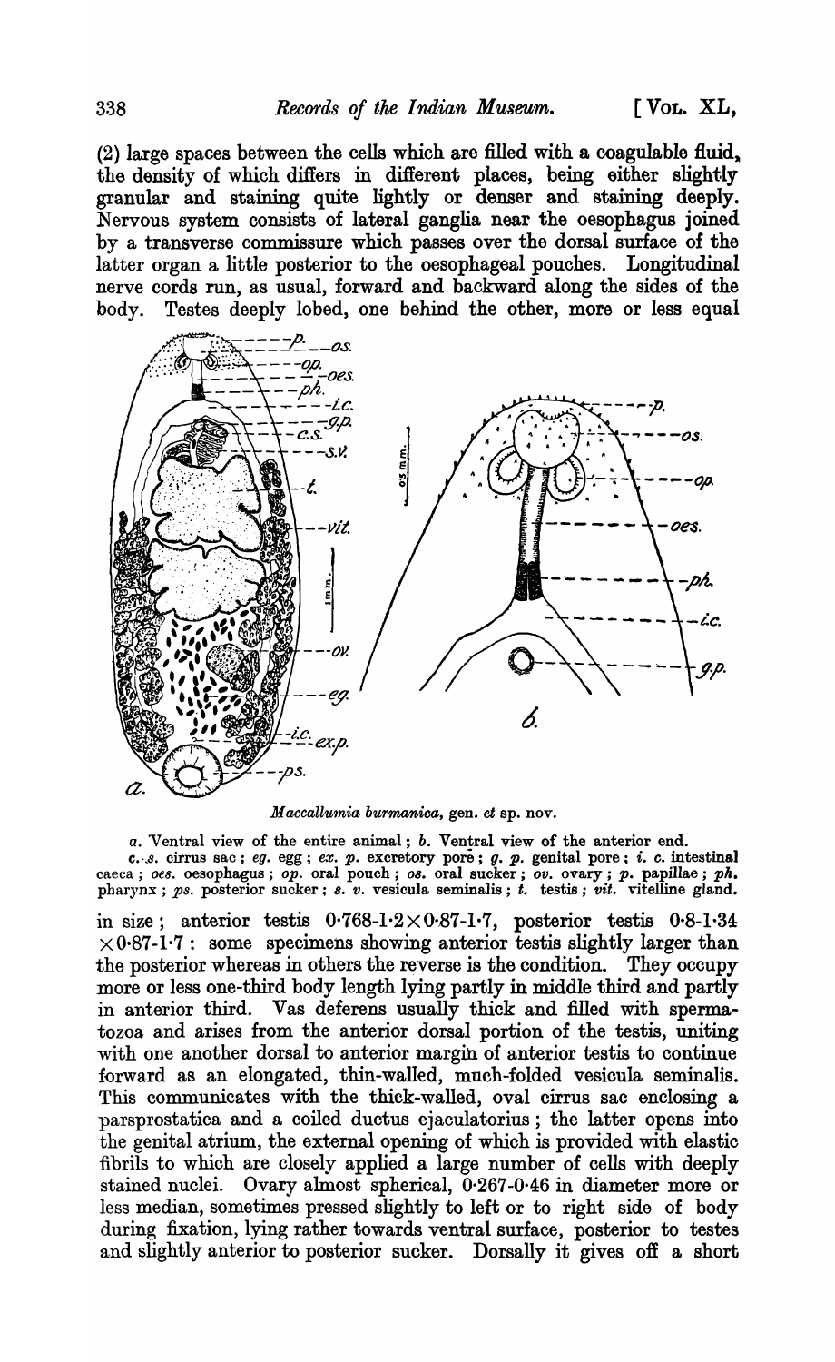(2) large spaces between the cells which are filled with a coagulable fluid, the density of which differs in different places, being either slightly granular and staining quite lightly or denser and staining deeply. Nervous system consists of lateral ganglia near the oesophagus joined by a transverse commissure which passes over the dorsal surface of the latter organ a little posterior to the oesophageal pouches. Longitudinal nerve cords run, as usual, forward and backward along the sides of the body. Testes deeply lobed, one behind the other, more or less equal

*Maccallumia burmanica*, gen. *et* sp. nov.

*a*. Ventral view of the entire animal; *b*. Ventral view of the anterior end.
*c. s.* cirrus sac; *eg.* egg; *ex. p.* excretory pore; *g. p.* genital pore; *i. c.* intestinal caeca; *oes.* oesophagus; *op.* oral pouch; *os.* oral sucker; *ov.* ovary; *p.* papillae; *ph.* pharynx; *ps.* posterior sucker; *s. v.* vesicula seminalis; *t.* testis; *vit.* vitelline gland.

in size; anterior testis 0·768-1·2×0·87-1·7, posterior testis 0·8-1·34 ×0·87-1·7: some specimens showing anterior testis slightly larger than the posterior whereas in others the reverse is the condition. They occupy more or less one-third body length lying partly in middle third and partly in anterior third. Vas deferens usually thick and filled with spermatozoa and arises from the anterior dorsal portion of the testis, uniting with one another dorsal to anterior margin of anterior testis to continue forward as an elongated, thin-walled, much-folded vesicula seminalis. This communicates with the thick-walled, oval cirrus sac enclosing a parsprostatica and a coiled ductus ejaculatorius; the latter opens into the genital atrium, the external opening of which is provided with elastic fibrils to which are closely applied a large number of cells with deeply stained nuclei. Ovary almost spherical, 0·267-0·46 in diameter more or less median, sometimes pressed slightly to left or to right side of body during fixation, lying rather towards ventral surface, posterior to testes and slightly anterior to posterior sucker. Dorsally it gives off a short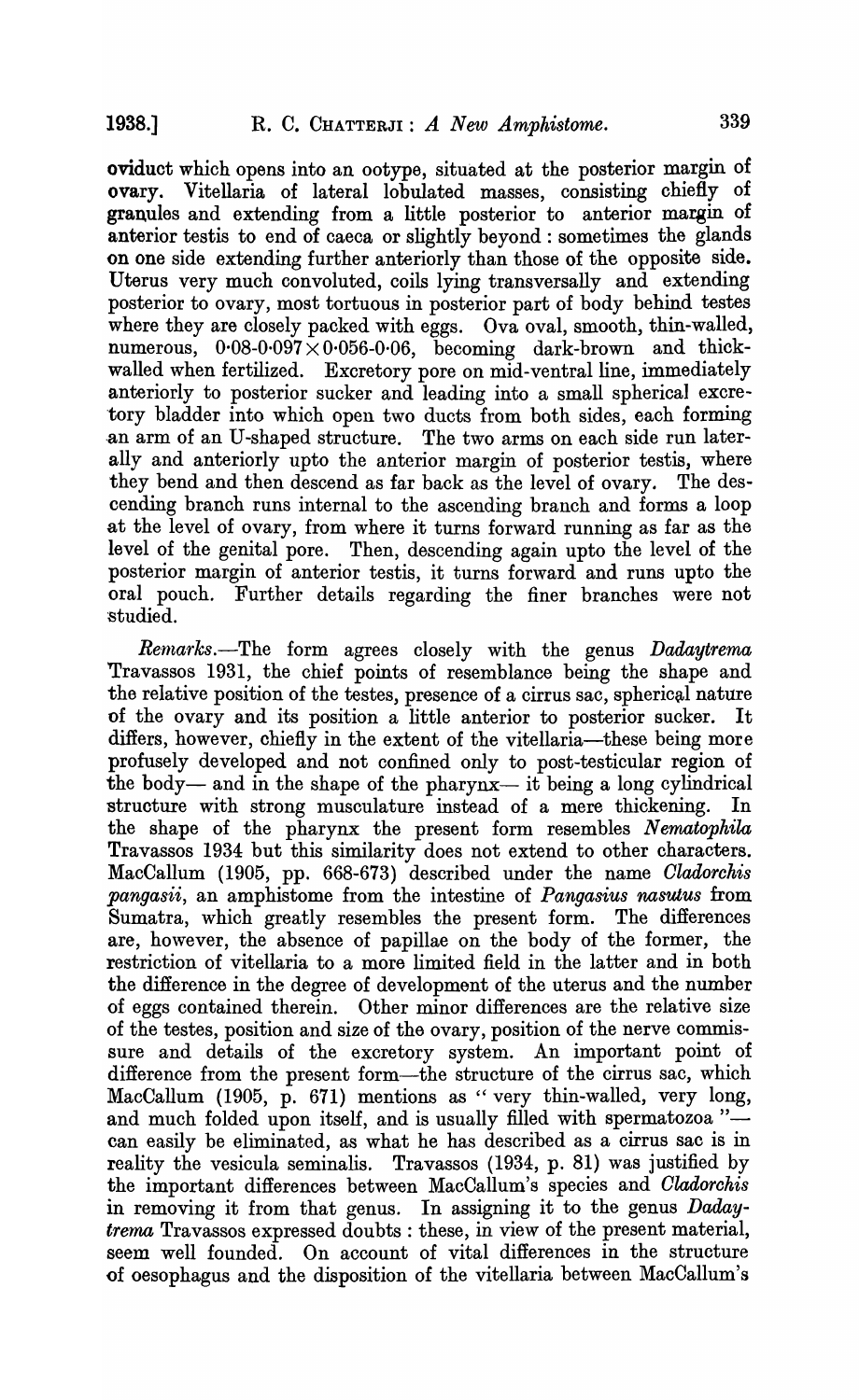oviduct which opens into an ootype, situated at the posterior margin of ovary. Vitellaria of lateral lobulated masses, consisting chiefly of granules and extending from a little posterior to anterior margin of anterior testis to end of caeca or slightly beyond : sometimes the glands on one side extending further anteriorly than those of the opposite side. Uterus very much convoluted, coils lying transversally and extending posterior to ovary, most tortuous in posterior part of body behind testes where they are closely packed with eggs. Ova oval, smooth, thin-walled, numerous, $0{\cdot}08\text{-}0{\cdot}097 \times 0{\cdot}056\text{-}0{\cdot}06$, becoming dark-brown and thick-walled when fertilized. Excretory pore on mid-ventral line, immediately anteriorly to posterior sucker and leading into a small spherical excretory bladder into which open two ducts from both sides, each forming an arm of an U-shaped structure. The two arms on each side run laterally and anteriorly upto the anterior margin of posterior testis, where they bend and then descend as far back as the level of ovary. The descending branch runs internal to the ascending branch and forms a loop at the level of ovary, from where it turns forward running as far as the level of the genital pore. Then, descending again upto the level of the posterior margin of anterior testis, it turns forward and runs upto the oral pouch. Further details regarding the finer branches were not studied.

*Remarks*.—The form agrees closely with the genus *Dadaytrema* Travassos 1931, the chief points of resemblance being the shape and the relative position of the testes, presence of a cirrus sac, spherical nature of the ovary and its position a little anterior to posterior sucker. It differs, however, chiefly in the extent of the vitellaria—these being more profusely developed and not confined only to post-testicular region of the body— and in the shape of the pharynx— it being a long cylindrical structure with strong musculature instead of a mere thickening. In the shape of the pharynx the present form resembles *Nematophila* Travassos 1934 but this similarity does not extend to other characters. MacCallum (1905, pp. 668-673) described under the name *Cladorchis pangasii*, an amphistome from the intestine of *Pangasius nasutus* from Sumatra, which greatly resembles the present form. The differences are, however, the absence of papillae on the body of the former, the restriction of vitellaria to a more limited field in the latter and in both the difference in the degree of development of the uterus and the number of eggs contained therein. Other minor differences are the relative size of the testes, position and size of the ovary, position of the nerve commissure and details of the excretory system. An important point of difference from the present form—the structure of the cirrus sac, which MacCallum (1905, p. 671) mentions as " very thin-walled, very long, and much folded upon itself, and is usually filled with spermatozoa "— can easily be eliminated, as what he has described as a cirrus sac is in reality the vesicula seminalis. Travassos (1934, p. 81) was justified by the important differences between MacCallum's species and *Cladorchis* in removing it from that genus. In assigning it to the genus *Dadaytrema* Travassos expressed doubts : these, in view of the present material, seem well founded. On account of vital differences in the structure of oesophagus and the disposition of the vitellaria between MacCallum's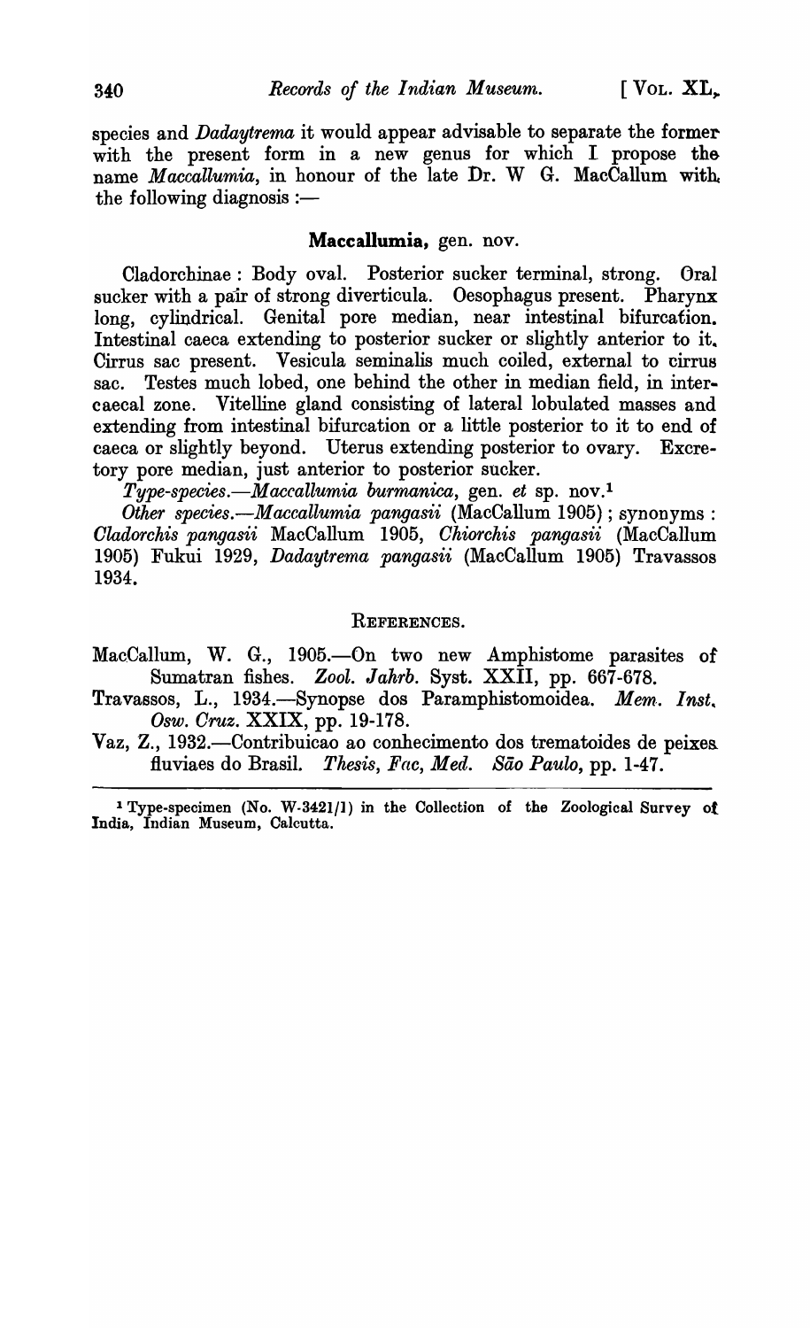species and *Dadaytrema* it would appear advisable to separate the former with the present form in a new genus for which I propose the name *Maccallumia*, in honour of the late Dr. W G. MacCallum with the following diagnosis :—

## **Maccallumia**, gen. nov.

Cladorchinae : Body oval. Posterior sucker terminal, strong. Oral sucker with a pair of strong diverticula. Oesophagus present. Pharynx long, cylindrical. Genital pore median, near intestinal bifurcation. Intestinal caeca extending to posterior sucker or slightly anterior to it. Cirrus sac present. Vesicula seminalis much coiled, external to cirrus sac. Testes much lobed, one behind the other in median field, in intercaecal zone. Vitelline gland consisting of lateral lobulated masses and extending from intestinal bifurcation or a little posterior to it to end of caeca or slightly beyond. Uterus extending posterior to ovary. Excretory pore median, just anterior to posterior sucker.

*Type-species.—Maccallumia burmanica*, gen. *et* sp. nov.[1]

*Other species.—Maccallumia pangasii* (MacCallum 1905) ; synonyms : *Cladorchis pangasii* MacCallum 1905, *Chiorchis pangasii* (MacCallum 1905) Fukui 1929, *Dadaytrema pangasii* (MacCallum 1905) Travassos 1934.

### REFERENCES.

MacCallum, W. G., 1905.—On two new Amphistome parasites of Sumatran fishes. *Zool. Jahrb.* Syst. XXII, pp. 667-678.

Travassos, L., 1934.—Synopse dos Paramphistomoidea. *Mem. Inst. Osw. Cruz.* XXIX, pp. 19-178.

Vaz, Z., 1932.—Contribuicao ao conhecimento dos trematoides de peixes fluviaes do Brasil. *Thesis, Fac, Med. São Paulo*, pp. 1-47.

---

[1] Type-specimen (No. W-3421/1) in the Collection of the Zoological Survey of India, Indian Museum, Calcutta.